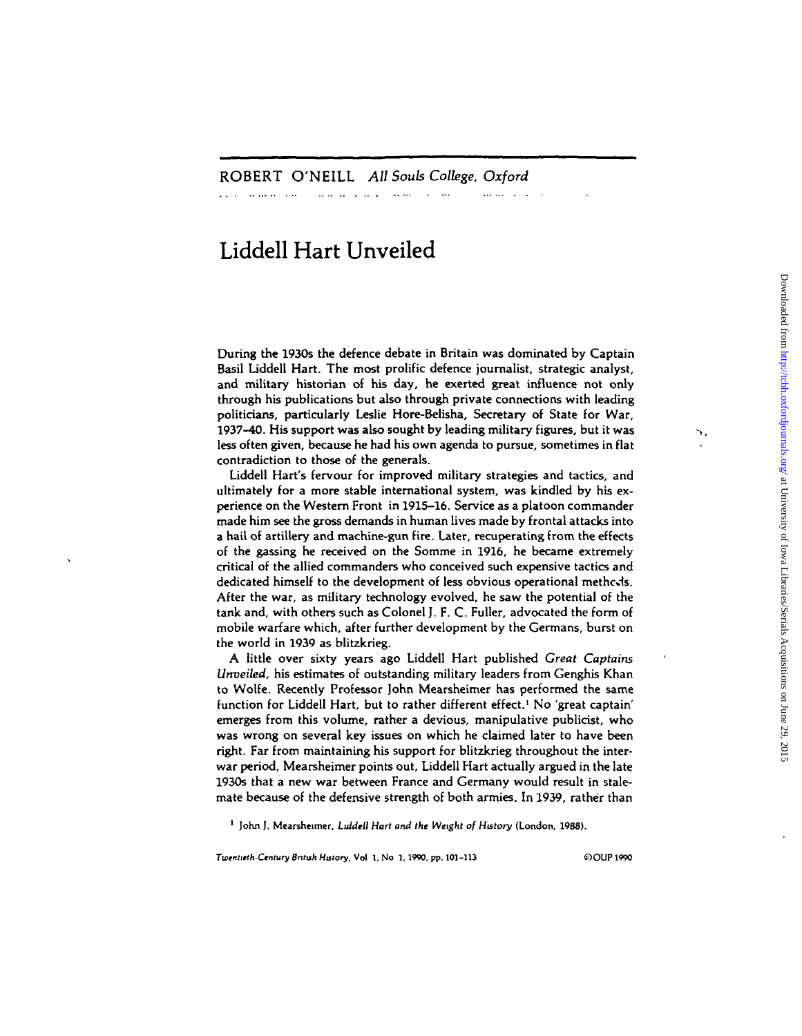ROBERT O'NEILL *All Souls College, Oxford*

# Liddell Hart Unveiled

During the 1930s the defence debate in Britain was dominated by Captain Basil Liddell Hart. The most prolific defence journalist, strategic analyst, and military historian of his day, he exerted great influence not only through his publications but also through private connections with leading politicians, particularly Leslie Hore-Belisha, Secretary of State for War, 1937–40. His support was also sought by leading military figures, but it was less often given, because he had his own agenda to pursue, sometimes in flat contradiction to those of the generals.

Liddell Hart's fervour for improved military strategies and tactics, and ultimately for a more stable international system, was kindled by his experience on the Western Front in 1915–16. Service as a platoon commander made him see the gross demands in human lives made by frontal attacks into a hail of artillery and machine-gun fire. Later, recuperating from the effects of the gassing he received on the Somme in 1916, he became extremely critical of the allied commanders who conceived such expensive tactics and dedicated himself to the development of less obvious operational methods. After the war, as military technology evolved, he saw the potential of the tank and, with others such as Colonel J. F. C. Fuller, advocated the form of mobile warfare which, after further development by the Germans, burst on the world in 1939 as blitzkrieg.

A little over sixty years ago Liddell Hart published *Great Captains Unveiled*, his estimates of outstanding military leaders from Genghis Khan to Wolfe. Recently Professor John Mearsheimer has performed the same function for Liddell Hart, but to rather different effect.[1] No 'great captain' emerges from this volume, rather a devious, manipulative publicist, who was wrong on several key issues on which he claimed later to have been right. Far from maintaining his support for blitzkrieg throughout the inter-war period, Mearsheimer points out, Liddell Hart actually argued in the late 1930s that a new war between France and Germany would result in stalemate because of the defensive strength of both armies. In 1939, rather than

[1] John J. Mearsheimer, *Liddell Hart and the Weight of History* (London, 1988).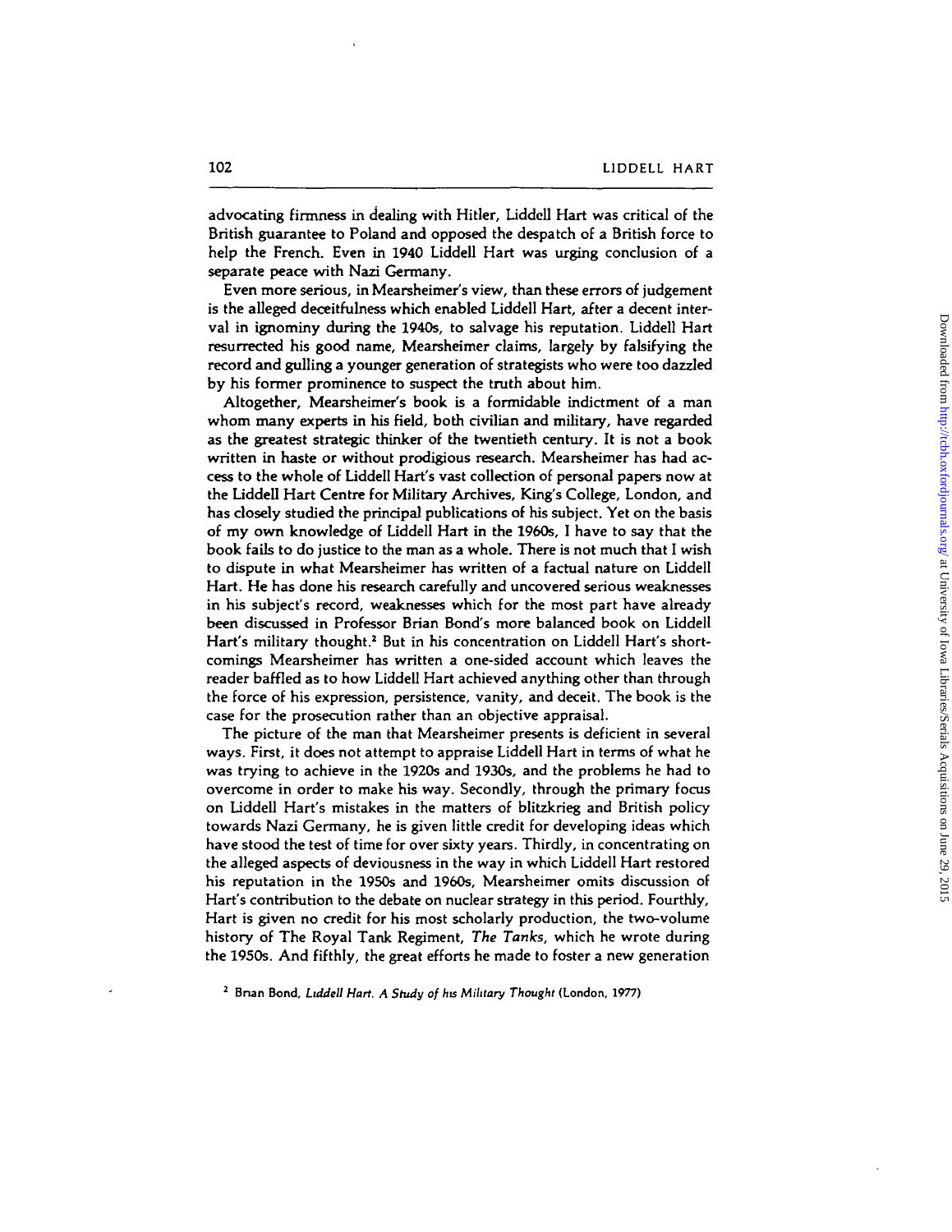advocating firmness in dealing with Hitler, Liddell Hart was critical of the British guarantee to Poland and opposed the despatch of a British force to help the French. Even in 1940 Liddell Hart was urging conclusion of a separate peace with Nazi Germany.

Even more serious, in Mearsheimer's view, than these errors of judgement is the alleged deceitfulness which enabled Liddell Hart, after a decent interval in ignominy during the 1940s, to salvage his reputation. Liddell Hart resurrected his good name, Mearsheimer claims, largely by falsifying the record and gulling a younger generation of strategists who were too dazzled by his former prominence to suspect the truth about him.

Altogether, Mearsheimer's book is a formidable indictment of a man whom many experts in his field, both civilian and military, have regarded as the greatest strategic thinker of the twentieth century. It is not a book written in haste or without prodigious research. Mearsheimer has had access to the whole of Liddell Hart's vast collection of personal papers now at the Liddell Hart Centre for Military Archives, King's College, London, and has closely studied the principal publications of his subject. Yet on the basis of my own knowledge of Liddell Hart in the 1960s, I have to say that the book fails to do justice to the man as a whole. There is not much that I wish to dispute in what Mearsheimer has written of a factual nature on Liddell Hart. He has done his research carefully and uncovered serious weaknesses in his subject's record, weaknesses which for the most part have already been discussed in Professor Brian Bond's more balanced book on Liddell Hart's military thought.[2] But in his concentration on Liddell Hart's shortcomings Mearsheimer has written a one-sided account which leaves the reader baffled as to how Liddell Hart achieved anything other than through the force of his expression, persistence, vanity, and deceit. The book is the case for the prosecution rather than an objective appraisal.

The picture of the man that Mearsheimer presents is deficient in several ways. First, it does not attempt to appraise Liddell Hart in terms of what he was trying to achieve in the 1920s and 1930s, and the problems he had to overcome in order to make his way. Secondly, through the primary focus on Liddell Hart's mistakes in the matters of blitzkrieg and British policy towards Nazi Germany, he is given little credit for developing ideas which have stood the test of time for over sixty years. Thirdly, in concentrating on the alleged aspects of deviousness in the way in which Liddell Hart restored his reputation in the 1950s and 1960s, Mearsheimer omits discussion of Hart's contribution to the debate on nuclear strategy in this period. Fourthly, Hart is given no credit for his most scholarly production, the two-volume history of The Royal Tank Regiment, *The Tanks*, which he wrote during the 1950s. And fifthly, the great efforts he made to foster a new generation

[2] Brian Bond, *Liddell Hart. A Study of his Military Thought* (London, 1977)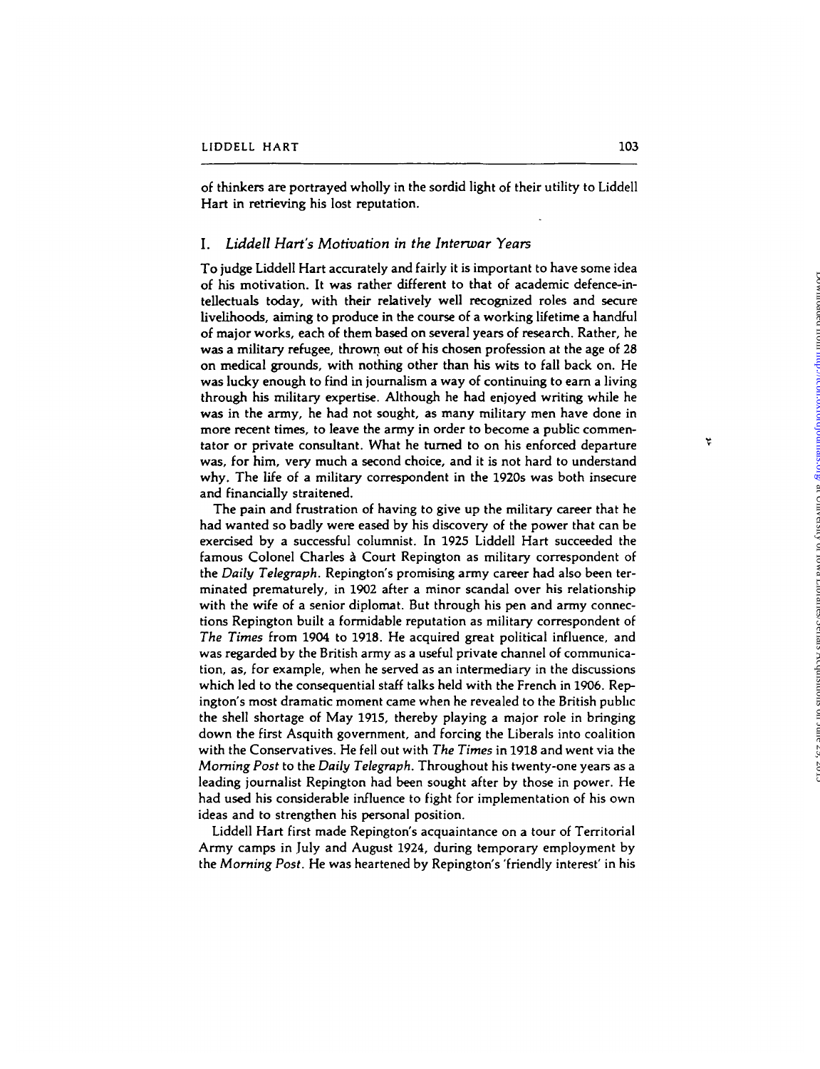of thinkers are portrayed wholly in the sordid light of their utility to Liddell Hart in retrieving his lost reputation.

## I. *Liddell Hart's Motivation in the Interwar Years*

To judge Liddell Hart accurately and fairly it is important to have some idea of his motivation. It was rather different to that of academic defence-intellectuals today, with their relatively well recognized roles and secure livelihoods, aiming to produce in the course of a working lifetime a handful of major works, each of them based on several years of research. Rather, he was a military refugee, thrown out of his chosen profession at the age of 28 on medical grounds, with nothing other than his wits to fall back on. He was lucky enough to find in journalism a way of continuing to earn a living through his military expertise. Although he had enjoyed writing while he was in the army, he had not sought, as many military men have done in more recent times, to leave the army in order to become a public commentator or private consultant. What he turned to on his enforced departure was, for him, very much a second choice, and it is not hard to understand why. The life of a military correspondent in the 1920s was both insecure and financially straitened.

The pain and frustration of having to give up the military career that he had wanted so badly were eased by his discovery of the power that can be exercised by a successful columnist. In 1925 Liddell Hart succeeded the famous Colonel Charles à Court Repington as military correspondent of the *Daily Telegraph*. Repington's promising army career had also been terminated prematurely, in 1902 after a minor scandal over his relationship with the wife of a senior diplomat. But through his pen and army connections Repington built a formidable reputation as military correspondent of *The Times* from 1904 to 1918. He acquired great political influence, and was regarded by the British army as a useful private channel of communication, as, for example, when he served as an intermediary in the discussions which led to the consequential staff talks held with the French in 1906. Repington's most dramatic moment came when he revealed to the British public the shell shortage of May 1915, thereby playing a major role in bringing down the first Asquith government, and forcing the Liberals into coalition with the Conservatives. He fell out with *The Times* in 1918 and went via the *Morning Post* to the *Daily Telegraph*. Throughout his twenty-one years as a leading journalist Repington had been sought after by those in power. He had used his considerable influence to fight for implementation of his own ideas and to strengthen his personal position.

Liddell Hart first made Repington's acquaintance on a tour of Territorial Army camps in July and August 1924, during temporary employment by the *Morning Post*. He was heartened by Repington's 'friendly interest' in his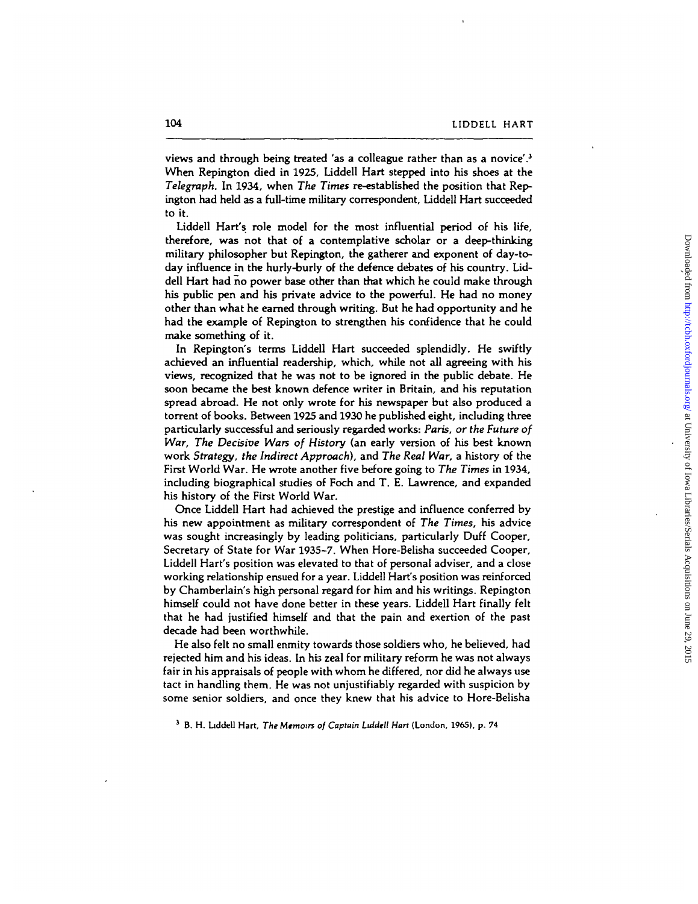views and through being treated 'as a colleague rather than as a novice'.[3] When Repington died in 1925, Liddell Hart stepped into his shoes at the *Telegraph*. In 1934, when *The Times* re-established the position that Repington had held as a full-time military correspondent, Liddell Hart succeeded to it.

Liddell Hart's role model for the most influential period of his life, therefore, was not that of a contemplative scholar or a deep-thinking military philosopher but Repington, the gatherer and exponent of day-to-day influence in the hurly-burly of the defence debates of his country. Liddell Hart had no power base other than that which he could make through his public pen and his private advice to the powerful. He had no money other than what he earned through writing. But he had opportunity and he had the example of Repington to strengthen his confidence that he could make something of it.

In Repington's terms Liddell Hart succeeded splendidly. He swiftly achieved an influential readership, which, while not all agreeing with his views, recognized that he was not to be ignored in the public debate. He soon became the best known defence writer in Britain, and his reputation spread abroad. He not only wrote for his newspaper but also produced a torrent of books. Between 1925 and 1930 he published eight, including three particularly successful and seriously regarded works: *Paris, or the Future of War*, *The Decisive Wars of History* (an early version of his best known work *Strategy, the Indirect Approach*), and *The Real War*, a history of the First World War. He wrote another five before going to *The Times* in 1934, including biographical studies of Foch and T. E. Lawrence, and expanded his history of the First World War.

Once Liddell Hart had achieved the prestige and influence conferred by his new appointment as military correspondent of *The Times*, his advice was sought increasingly by leading politicians, particularly Duff Cooper, Secretary of State for War 1935–7. When Hore-Belisha succeeded Cooper, Liddell Hart's position was elevated to that of personal adviser, and a close working relationship ensued for a year. Liddell Hart's position was reinforced by Chamberlain's high personal regard for him and his writings. Repington himself could not have done better in these years. Liddell Hart finally felt that he had justified himself and that the pain and exertion of the past decade had been worthwhile.

He also felt no small enmity towards those soldiers who, he believed, had rejected him and his ideas. In his zeal for military reform he was not always fair in his appraisals of people with whom he differed, nor did he always use tact in handling them. He was not unjustifiably regarded with suspicion by some senior soldiers, and once they knew that his advice to Hore-Belisha

[3] B. H. Liddell Hart, *The Memoirs of Captain Liddell Hart* (London, 1965), p. 74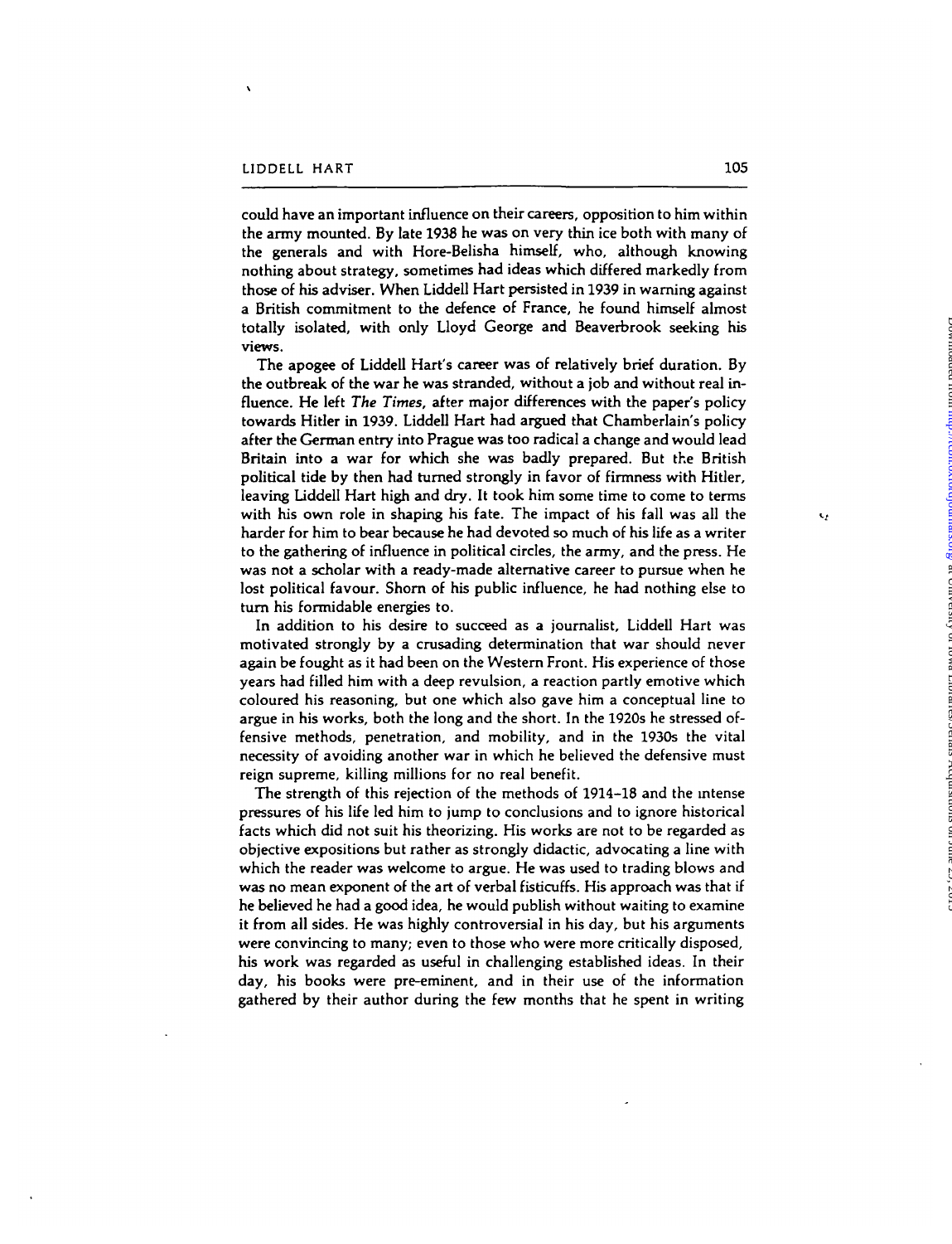could have an important influence on their careers, opposition to him within the army mounted. By late 1938 he was on very thin ice both with many of the generals and with Hore-Belisha himself, who, although knowing nothing about strategy, sometimes had ideas which differed markedly from those of his adviser. When Liddell Hart persisted in 1939 in warning against a British commitment to the defence of France, he found himself almost totally isolated, with only Lloyd George and Beaverbrook seeking his views.

The apogee of Liddell Hart's career was of relatively brief duration. By the outbreak of the war he was stranded, without a job and without real influence. He left *The Times*, after major differences with the paper's policy towards Hitler in 1939. Liddell Hart had argued that Chamberlain's policy after the German entry into Prague was too radical a change and would lead Britain into a war for which she was badly prepared. But the British political tide by then had turned strongly in favor of firmness with Hitler, leaving Liddell Hart high and dry. It took him some time to come to terms with his own role in shaping his fate. The impact of his fall was all the harder for him to bear because he had devoted so much of his life as a writer to the gathering of influence in political circles, the army, and the press. He was not a scholar with a ready-made alternative career to pursue when he lost political favour. Shorn of his public influence, he had nothing else to turn his formidable energies to.

In addition to his desire to succeed as a journalist, Liddell Hart was motivated strongly by a crusading determination that war should never again be fought as it had been on the Western Front. His experience of those years had filled him with a deep revulsion, a reaction partly emotive which coloured his reasoning, but one which also gave him a conceptual line to argue in his works, both the long and the short. In the 1920s he stressed offensive methods, penetration, and mobility, and in the 1930s the vital necessity of avoiding another war in which he believed the defensive must reign supreme, killing millions for no real benefit.

The strength of this rejection of the methods of 1914–18 and the intense pressures of his life led him to jump to conclusions and to ignore historical facts which did not suit his theorizing. His works are not to be regarded as objective expositions but rather as strongly didactic, advocating a line with which the reader was welcome to argue. He was used to trading blows and was no mean exponent of the art of verbal fisticuffs. His approach was that if he believed he had a good idea, he would publish without waiting to examine it from all sides. He was highly controversial in his day, but his arguments were convincing to many; even to those who were more critically disposed, his work was regarded as useful in challenging established ideas. In their day, his books were pre-eminent, and in their use of the information gathered by their author during the few months that he spent in writing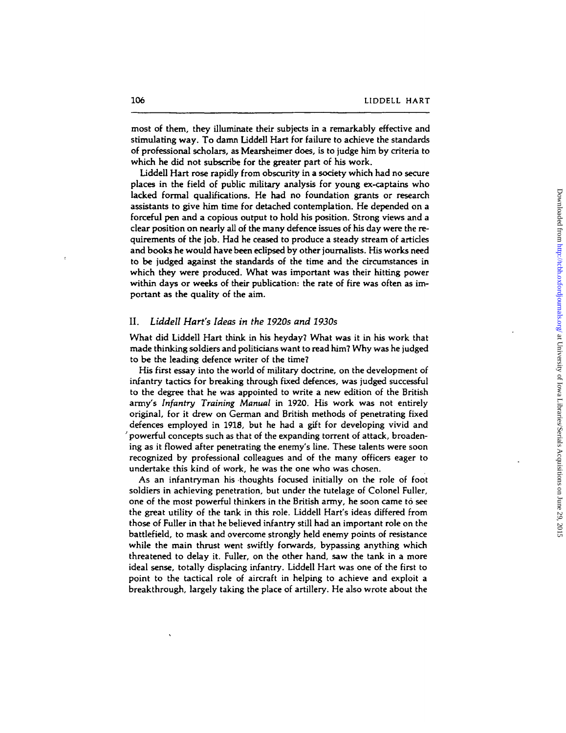most of them, they illuminate their subjects in a remarkably effective and stimulating way. To damn Liddell Hart for failure to achieve the standards of professional scholars, as Mearsheimer does, is to judge him by criteria to which he did not subscribe for the greater part of his work.

Liddell Hart rose rapidly from obscurity in a society which had no secure places in the field of public military analysis for young ex-captains who lacked formal qualifications. He had no foundation grants or research assistants to give him time for detached contemplation. He depended on a forceful pen and a copious output to hold his position. Strong views and a clear position on nearly all of the many defence issues of his day were the requirements of the job. Had he ceased to produce a steady stream of articles and books he would have been eclipsed by other journalists. His works need to be judged against the standards of the time and the circumstances in which they were produced. What was important was their hitting power within days or weeks of their publication: the rate of fire was often as important as the quality of the aim.

## II. *Liddell Hart's Ideas in the 1920s and 1930s*

What did Liddell Hart think in his heyday? What was it in his work that made thinking soldiers and politicians want to read him? Why was he judged to be the leading defence writer of the time?

His first essay into the world of military doctrine, on the development of infantry tactics for breaking through fixed defences, was judged successful to the degree that he was appointed to write a new edition of the British army's *Infantry Training Manual* in 1920. His work was not entirely original, for it drew on German and British methods of penetrating fixed defences employed in 1918, but he had a gift for developing vivid and powerful concepts such as that of the expanding torrent of attack, broadening as it flowed after penetrating the enemy's line. These talents were soon recognized by professional colleagues and of the many officers eager to undertake this kind of work, he was the one who was chosen.

As an infantryman his thoughts focused initially on the role of foot soldiers in achieving penetration, but under the tutelage of Colonel Fuller, one of the most powerful thinkers in the British army, he soon came to see the great utility of the tank in this role. Liddell Hart's ideas differed from those of Fuller in that he believed infantry still had an important role on the battlefield, to mask and overcome strongly held enemy points of resistance while the main thrust went swiftly forwards, bypassing anything which threatened to delay it. Fuller, on the other hand, saw the tank in a more ideal sense, totally displacing infantry. Liddell Hart was one of the first to point to the tactical role of aircraft in helping to achieve and exploit a breakthrough, largely taking the place of artillery. He also wrote about the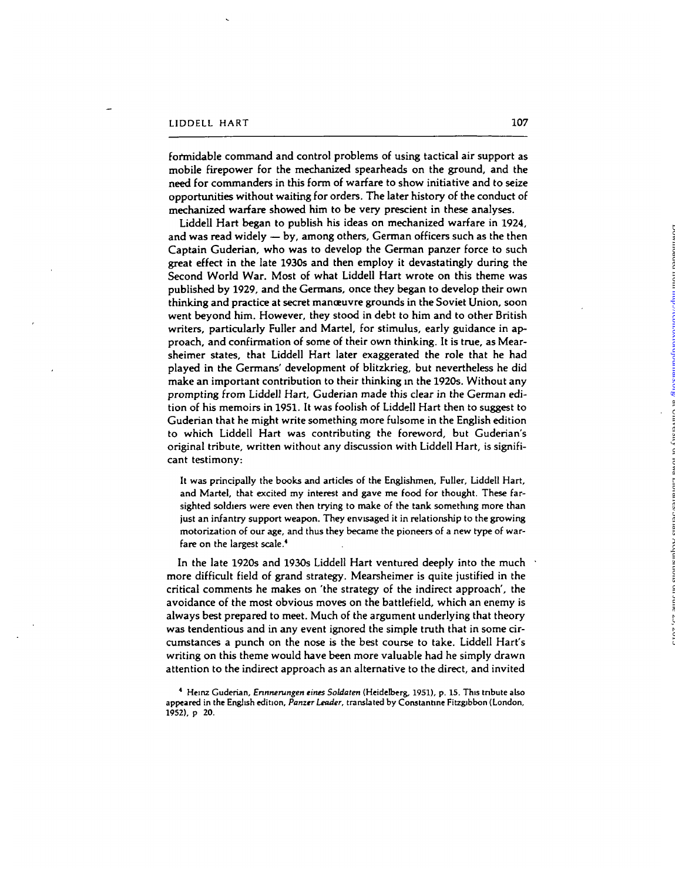formidable command and control problems of using tactical air support as mobile firepower for the mechanized spearheads on the ground, and the need for commanders in this form of warfare to show initiative and to seize opportunities without waiting for orders. The later history of the conduct of mechanized warfare showed him to be very prescient in these analyses.

Liddell Hart began to publish his ideas on mechanized warfare in 1924, and was read widely — by, among others, German officers such as the then Captain Guderian, who was to develop the German panzer force to such great effect in the late 1930s and then employ it devastatingly during the Second World War. Most of what Liddell Hart wrote on this theme was published by 1929, and the Germans, once they began to develop their own thinking and practice at secret manœuvre grounds in the Soviet Union, soon went beyond him. However, they stood in debt to him and to other British writers, particularly Fuller and Martel, for stimulus, early guidance in approach, and confirmation of some of their own thinking. It is true, as Mearsheimer states, that Liddell Hart later exaggerated the role that he had played in the Germans' development of blitzkrieg, but nevertheless he did make an important contribution to their thinking in the 1920s. Without any prompting from Liddell Hart, Guderian made this clear in the German edition of his memoirs in 1951. It was foolish of Liddell Hart then to suggest to Guderian that he might write something more fulsome in the English edition to which Liddell Hart was contributing the foreword, but Guderian's original tribute, written without any discussion with Liddell Hart, is significant testimony:

> It was principally the books and articles of the Englishmen, Fuller, Liddell Hart, and Martel, that excited my interest and gave me food for thought. These far-sighted soldiers were even then trying to make of the tank something more than just an infantry support weapon. They envisaged it in relationship to the growing motorization of our age, and thus they became the pioneers of a new type of warfare on the largest scale.[4]

In the late 1920s and 1930s Liddell Hart ventured deeply into the much more difficult field of grand strategy. Mearsheimer is quite justified in the critical comments he makes on 'the strategy of the indirect approach', the avoidance of the most obvious moves on the battlefield, which an enemy is always best prepared to meet. Much of the argument underlying that theory was tendentious and in any event ignored the simple truth that in some circumstances a punch on the nose is the best course to take. Liddell Hart's writing on this theme would have been more valuable had he simply drawn attention to the indirect approach as an alternative to the direct, and invited

[4] Heinz Guderian, *Erinnerungen eines Soldaten* (Heidelberg, 1951), p. 15. This tribute also appeared in the English edition, *Panzer Leader*, translated by Constantine Fitzgibbon (London, 1952), p. 20.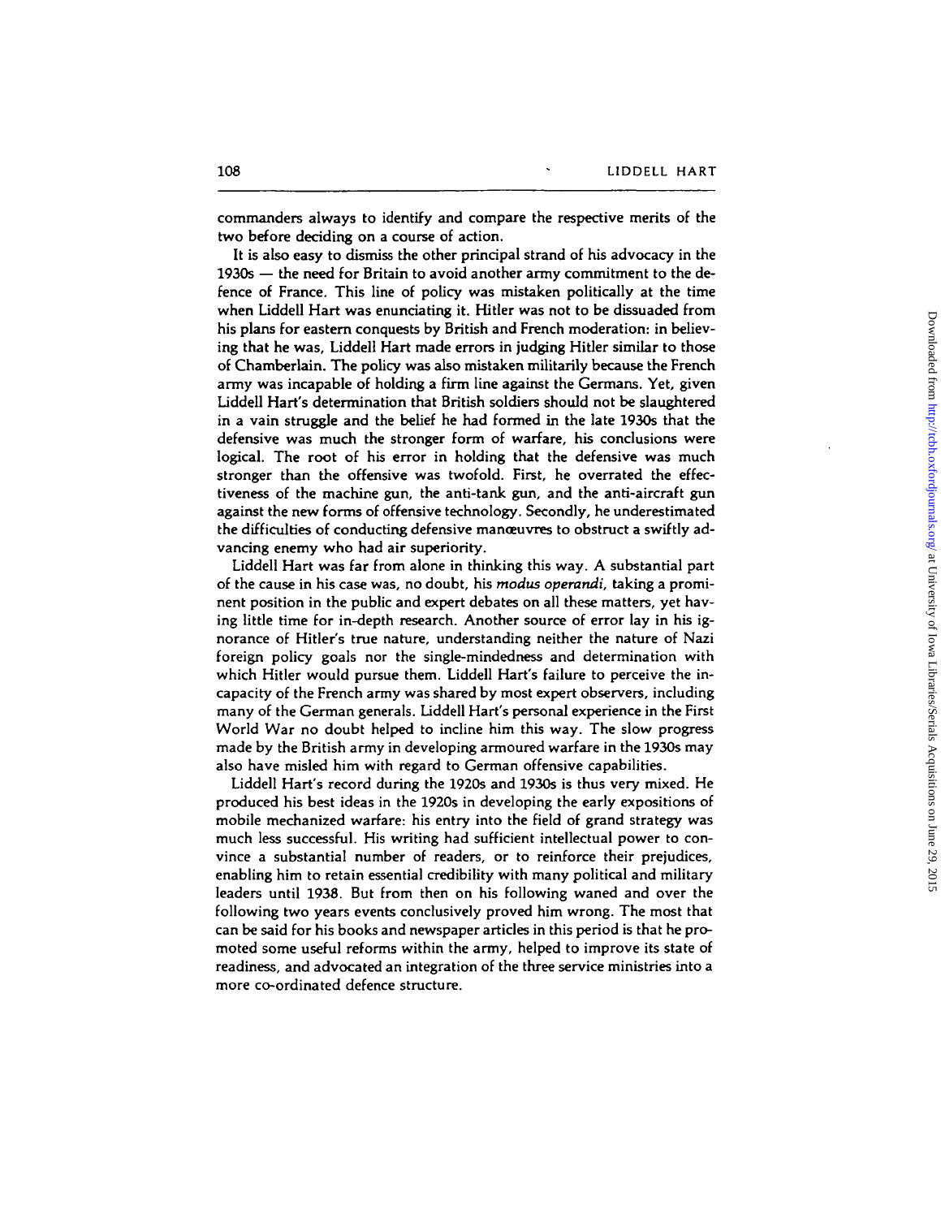commanders always to identify and compare the respective merits of the two before deciding on a course of action.

It is also easy to dismiss the other principal strand of his advocacy in the 1930s — the need for Britain to avoid another army commitment to the defence of France. This line of policy was mistaken politically at the time when Liddell Hart was enunciating it. Hitler was not to be dissuaded from his plans for eastern conquests by British and French moderation: in believing that he was, Liddell Hart made errors in judging Hitler similar to those of Chamberlain. The policy was also mistaken militarily because the French army was incapable of holding a firm line against the Germans. Yet, given Liddell Hart's determination that British soldiers should not be slaughtered in a vain struggle and the belief he had formed in the late 1930s that the defensive was much the stronger form of warfare, his conclusions were logical. The root of his error in holding that the defensive was much stronger than the offensive was twofold. First, he overrated the effectiveness of the machine gun, the anti-tank gun, and the anti-aircraft gun against the new forms of offensive technology. Secondly, he underestimated the difficulties of conducting defensive manœuvres to obstruct a swiftly advancing enemy who had air superiority.

Liddell Hart was far from alone in thinking this way. A substantial part of the cause in his case was, no doubt, his *modus operandi*, taking a prominent position in the public and expert debates on all these matters, yet having little time for in-depth research. Another source of error lay in his ignorance of Hitler's true nature, understanding neither the nature of Nazi foreign policy goals nor the single-mindedness and determination with which Hitler would pursue them. Liddell Hart's failure to perceive the incapacity of the French army was shared by most expert observers, including many of the German generals. Liddell Hart's personal experience in the First World War no doubt helped to incline him this way. The slow progress made by the British army in developing armoured warfare in the 1930s may also have misled him with regard to German offensive capabilities.

Liddell Hart's record during the 1920s and 1930s is thus very mixed. He produced his best ideas in the 1920s in developing the early expositions of mobile mechanized warfare: his entry into the field of grand strategy was much less successful. His writing had sufficient intellectual power to convince a substantial number of readers, or to reinforce their prejudices, enabling him to retain essential credibility with many political and military leaders until 1938. But from then on his following waned and over the following two years events conclusively proved him wrong. The most that can be said for his books and newspaper articles in this period is that he promoted some useful reforms within the army, helped to improve its state of readiness, and advocated an integration of the three service ministries into a more co-ordinated defence structure.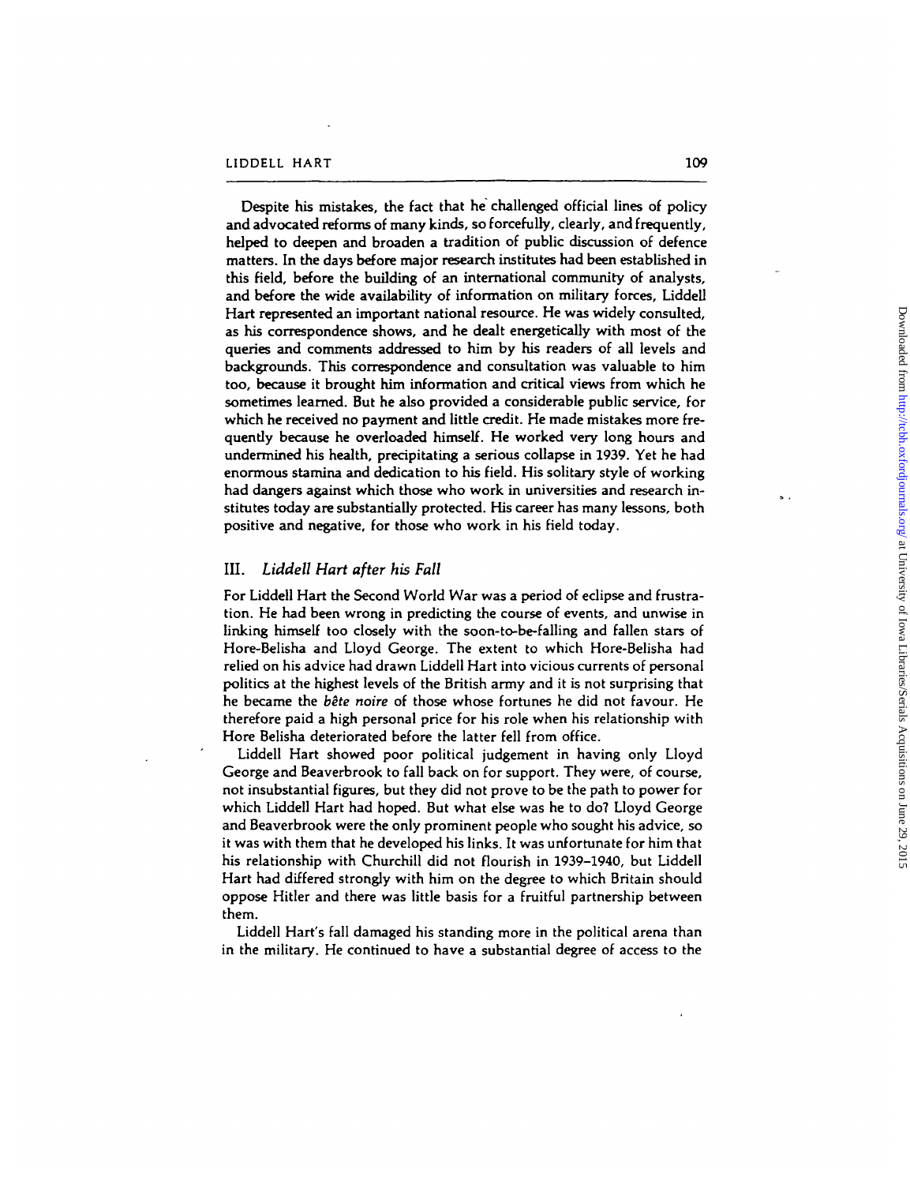Despite his mistakes, the fact that he challenged official lines of policy and advocated reforms of many kinds, so forcefully, clearly, and frequently, helped to deepen and broaden a tradition of public discussion of defence matters. In the days before major research institutes had been established in this field, before the building of an international community of analysts, and before the wide availability of information on military forces, Liddell Hart represented an important national resource. He was widely consulted, as his correspondence shows, and he dealt energetically with most of the queries and comments addressed to him by his readers of all levels and backgrounds. This correspondence and consultation was valuable to him too, because it brought him information and critical views from which he sometimes learned. But he also provided a considerable public service, for which he received no payment and little credit. He made mistakes more frequently because he overloaded himself. He worked very long hours and undermined his health, precipitating a serious collapse in 1939. Yet he had enormous stamina and dedication to his field. His solitary style of working had dangers against which those who work in universities and research institutes today are substantially protected. His career has many lessons, both positive and negative, for those who work in his field today.

## III. *Liddell Hart after his Fall*

For Liddell Hart the Second World War was a period of eclipse and frustration. He had been wrong in predicting the course of events, and unwise in linking himself too closely with the soon-to-be-falling and fallen stars of Hore-Belisha and Lloyd George. The extent to which Hore-Belisha had relied on his advice had drawn Liddell Hart into vicious currents of personal politics at the highest levels of the British army and it is not surprising that he became the *bête noire* of those whose fortunes he did not favour. He therefore paid a high personal price for his role when his relationship with Hore Belisha deteriorated before the latter fell from office.

Liddell Hart showed poor political judgement in having only Lloyd George and Beaverbrook to fall back on for support. They were, of course, not insubstantial figures, but they did not prove to be the path to power for which Liddell Hart had hoped. But what else was he to do? Lloyd George and Beaverbrook were the only prominent people who sought his advice, so it was with them that he developed his links. It was unfortunate for him that his relationship with Churchill did not flourish in 1939–1940, but Liddell Hart had differed strongly with him on the degree to which Britain should oppose Hitler and there was little basis for a fruitful partnership between them.

Liddell Hart's fall damaged his standing more in the political arena than in the military. He continued to have a substantial degree of access to the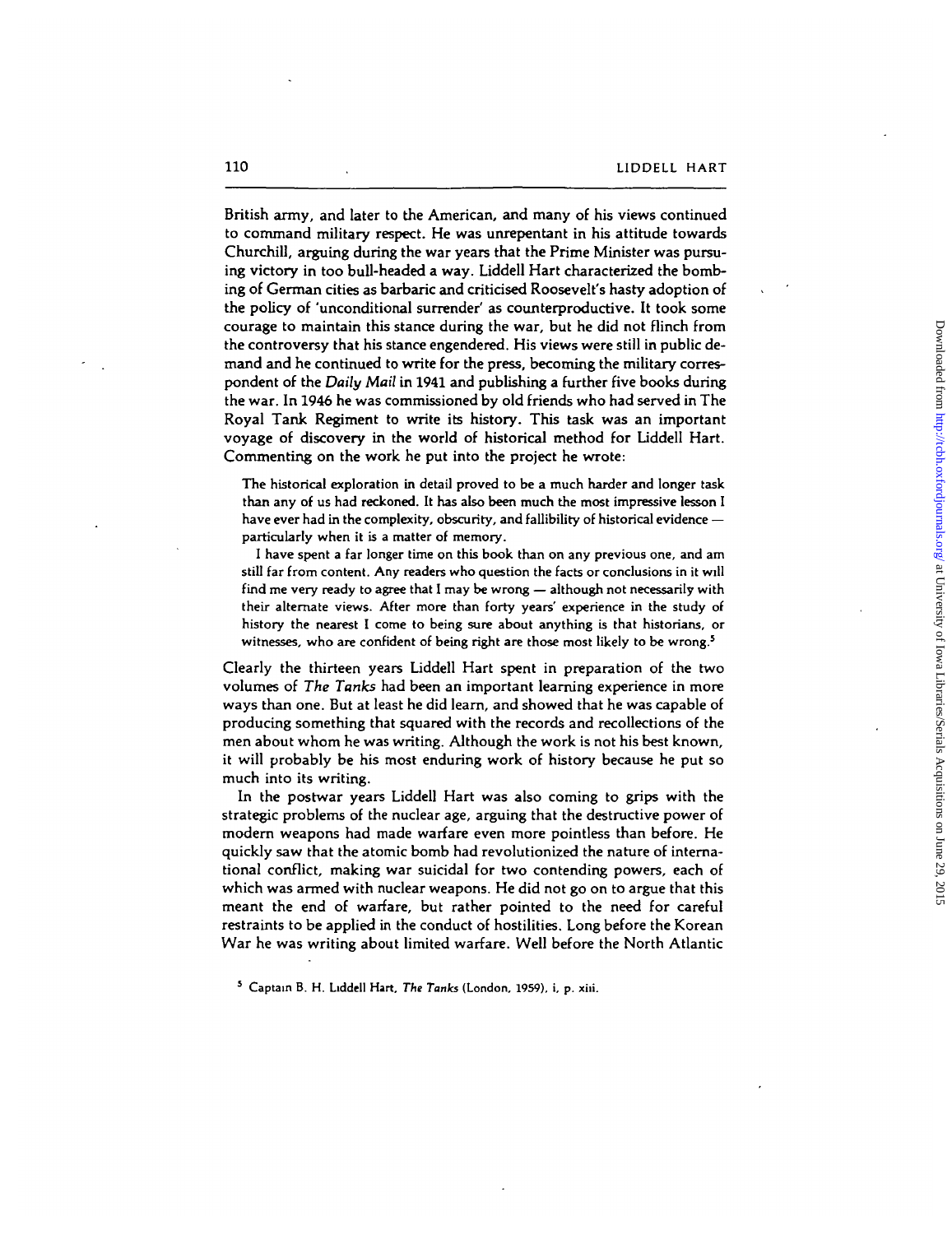British army, and later to the American, and many of his views continued to command military respect. He was unrepentant in his attitude towards Churchill, arguing during the war years that the Prime Minister was pursuing victory in too bull-headed a way. Liddell Hart characterized the bombing of German cities as barbaric and criticised Roosevelt's hasty adoption of the policy of 'unconditional surrender' as counterproductive. It took some courage to maintain this stance during the war, but he did not flinch from the controversy that his stance engendered. His views were still in public demand and he continued to write for the press, becoming the military correspondent of the *Daily Mail* in 1941 and publishing a further five books during the war. In 1946 he was commissioned by old friends who had served in The Royal Tank Regiment to write its history. This task was an important voyage of discovery in the world of historical method for Liddell Hart. Commenting on the work he put into the project he wrote:

> The historical exploration in detail proved to be a much harder and longer task than any of us had reckoned. It has also been much the most impressive lesson I have ever had in the complexity, obscurity, and fallibility of historical evidence — particularly when it is a matter of memory.
>
> I have spent a far longer time on this book than on any previous one, and am still far from content. Any readers who question the facts or conclusions in it will find me very ready to agree that I may be wrong — although not necessarily with their alternate views. After more than forty years' experience in the study of history the nearest I come to being sure about anything is that historians, or witnesses, who are confident of being right are those most likely to be wrong.[5]

Clearly the thirteen years Liddell Hart spent in preparation of the two volumes of *The Tanks* had been an important learning experience in more ways than one. But at least he did learn, and showed that he was capable of producing something that squared with the records and recollections of the men about whom he was writing. Although the work is not his best known, it will probably be his most enduring work of history because he put so much into its writing.

In the postwar years Liddell Hart was also coming to grips with the strategic problems of the nuclear age, arguing that the destructive power of modern weapons had made warfare even more pointless than before. He quickly saw that the atomic bomb had revolutionized the nature of international conflict, making war suicidal for two contending powers, each of which was armed with nuclear weapons. He did not go on to argue that this meant the end of warfare, but rather pointed to the need for careful restraints to be applied in the conduct of hostilities. Long before the Korean War he was writing about limited warfare. Well before the North Atlantic

[5] Captain B. H. Liddell Hart, *The Tanks* (London, 1959), i, p. xiii.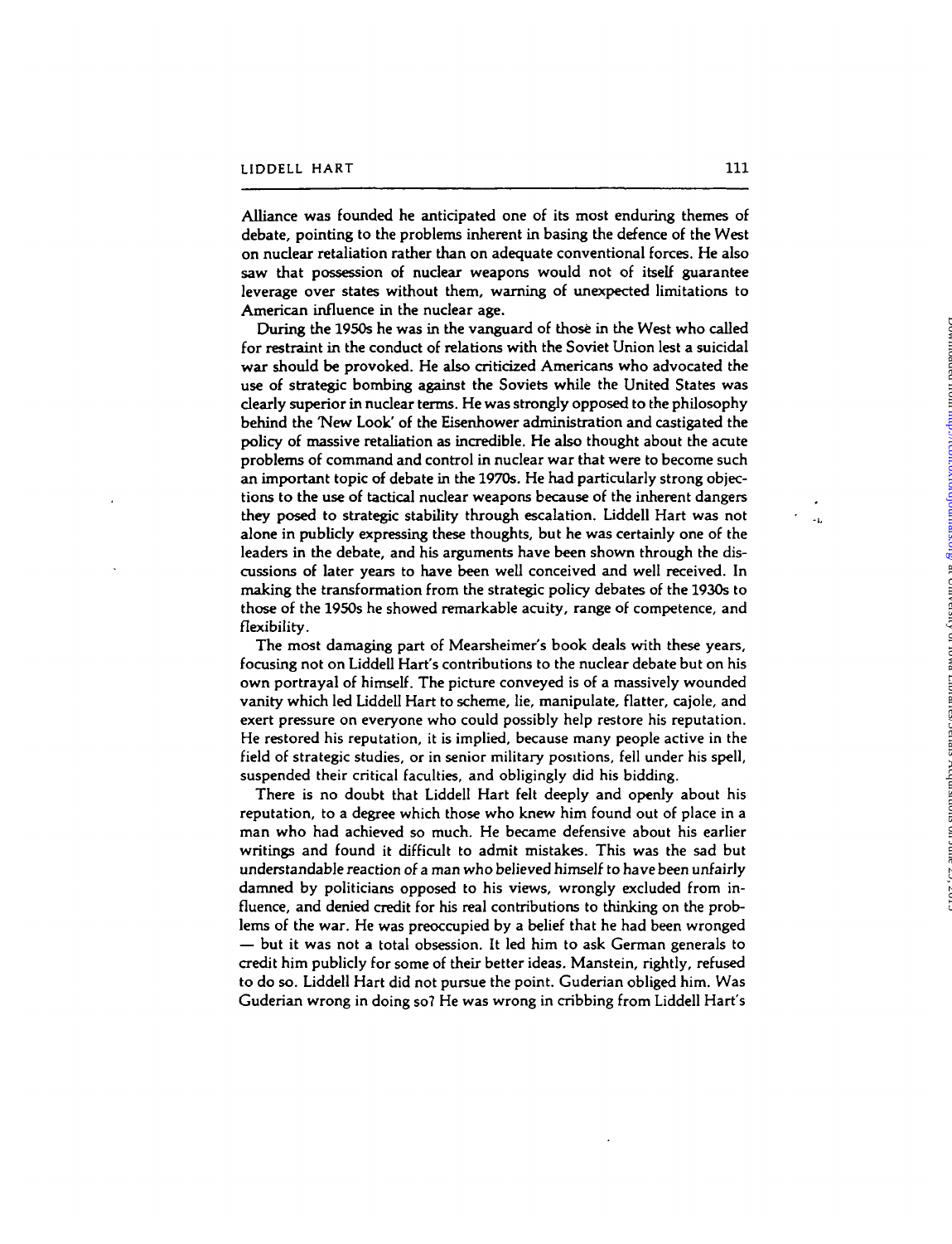Alliance was founded he anticipated one of its most enduring themes of debate, pointing to the problems inherent in basing the defence of the West on nuclear retaliation rather than on adequate conventional forces. He also saw that possession of nuclear weapons would not of itself guarantee leverage over states without them, warning of unexpected limitations to American influence in the nuclear age.

During the 1950s he was in the vanguard of those in the West who called for restraint in the conduct of relations with the Soviet Union lest a suicidal war should be provoked. He also criticized Americans who advocated the use of strategic bombing against the Soviets while the United States was clearly superior in nuclear terms. He was strongly opposed to the philosophy behind the 'New Look' of the Eisenhower administration and castigated the policy of massive retaliation as incredible. He also thought about the acute problems of command and control in nuclear war that were to become such an important topic of debate in the 1970s. He had particularly strong objections to the use of tactical nuclear weapons because of the inherent dangers they posed to strategic stability through escalation. Liddell Hart was not alone in publicly expressing these thoughts, but he was certainly one of the leaders in the debate, and his arguments have been shown through the discussions of later years to have been well conceived and well received. In making the transformation from the strategic policy debates of the 1930s to those of the 1950s he showed remarkable acuity, range of competence, and flexibility.

The most damaging part of Mearsheimer's book deals with these years, focusing not on Liddell Hart's contributions to the nuclear debate but on his own portrayal of himself. The picture conveyed is of a massively wounded vanity which led Liddell Hart to scheme, lie, manipulate, flatter, cajole, and exert pressure on everyone who could possibly help restore his reputation. He restored his reputation, it is implied, because many people active in the field of strategic studies, or in senior military positions, fell under his spell, suspended their critical faculties, and obligingly did his bidding.

There is no doubt that Liddell Hart felt deeply and openly about his reputation, to a degree which those who knew him found out of place in a man who had achieved so much. He became defensive about his earlier writings and found it difficult to admit mistakes. This was the sad but understandable reaction of a man who believed himself to have been unfairly damned by politicians opposed to his views, wrongly excluded from influence, and denied credit for his real contributions to thinking on the problems of the war. He was preoccupied by a belief that he had been wronged — but it was not a total obsession. It led him to ask German generals to credit him publicly for some of their better ideas. Manstein, rightly, refused to do so. Liddell Hart did not pursue the point. Guderian obliged him. Was Guderian wrong in doing so? He was wrong in cribbing from Liddell Hart's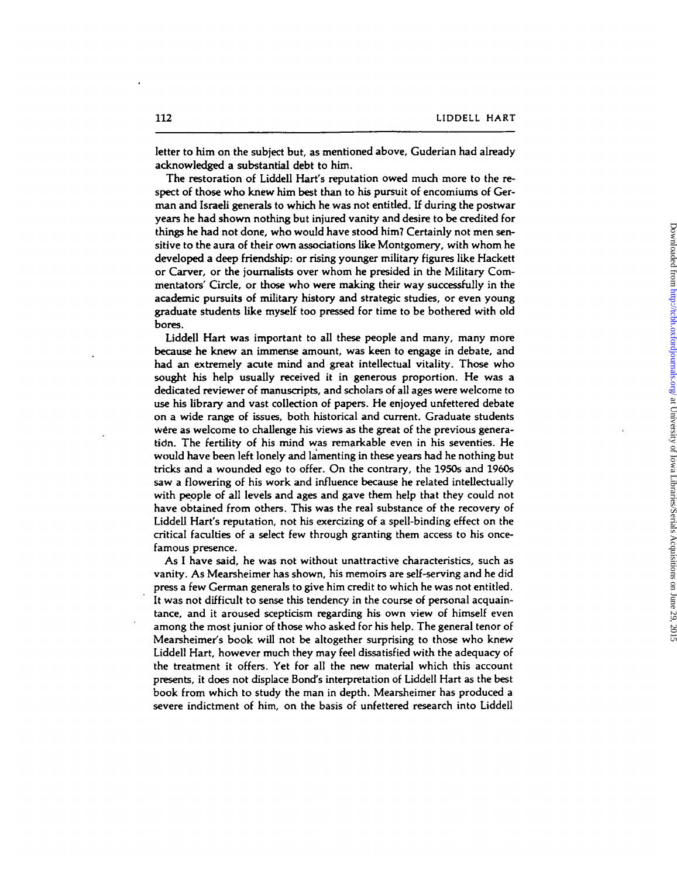letter to him on the subject but, as mentioned above, Guderian had already acknowledged a substantial debt to him.

The restoration of Liddell Hart's reputation owed much more to the respect of those who knew him best than to his pursuit of encomiums of German and Israeli generals to which he was not entitled. If during the postwar years he had shown nothing but injured vanity and desire to be credited for things he had not done, who would have stood him? Certainly not men sensitive to the aura of their own associations like Montgomery, with whom he developed a deep friendship: or rising younger military figures like Hackett or Carver, or the journalists over whom he presided in the Military Commentators' Circle, or those who were making their way successfully in the academic pursuits of military history and strategic studies, or even young graduate students like myself too pressed for time to be bothered with old bores.

Liddell Hart was important to all these people and many, many more because he knew an immense amount, was keen to engage in debate, and had an extremely acute mind and great intellectual vitality. Those who sought his help usually received it in generous proportion. He was a dedicated reviewer of manuscripts, and scholars of all ages were welcome to use his library and vast collection of papers. He enjoyed unfettered debate on a wide range of issues, both historical and current. Graduate students were as welcome to challenge his views as the great of the previous generation. The fertility of his mind was remarkable even in his seventies. He would have been left lonely and lamenting in these years had he nothing but tricks and a wounded ego to offer. On the contrary, the 1950s and 1960s saw a flowering of his work and influence because he related intellectually with people of all levels and ages and gave them help that they could not have obtained from others. This was the real substance of the recovery of Liddell Hart's reputation, not his exercizing of a spell-binding effect on the critical faculties of a select few through granting them access to his once-famous presence.

As I have said, he was not without unattractive characteristics, such as vanity. As Mearsheimer has shown, his memoirs are self-serving and he did press a few German generals to give him credit to which he was not entitled. It was not difficult to sense this tendency in the course of personal acquaintance, and it aroused scepticism regarding his own view of himself even among the most junior of those who asked for his help. The general tenor of Mearsheimer's book will not be altogether surprising to those who knew Liddell Hart, however much they may feel dissatisfied with the adequacy of the treatment it offers. Yet for all the new material which this account presents, it does not displace Bond's interpretation of Liddell Hart as the best book from which to study the man in depth. Mearsheimer has produced a severe indictment of him, on the basis of unfettered research into Liddell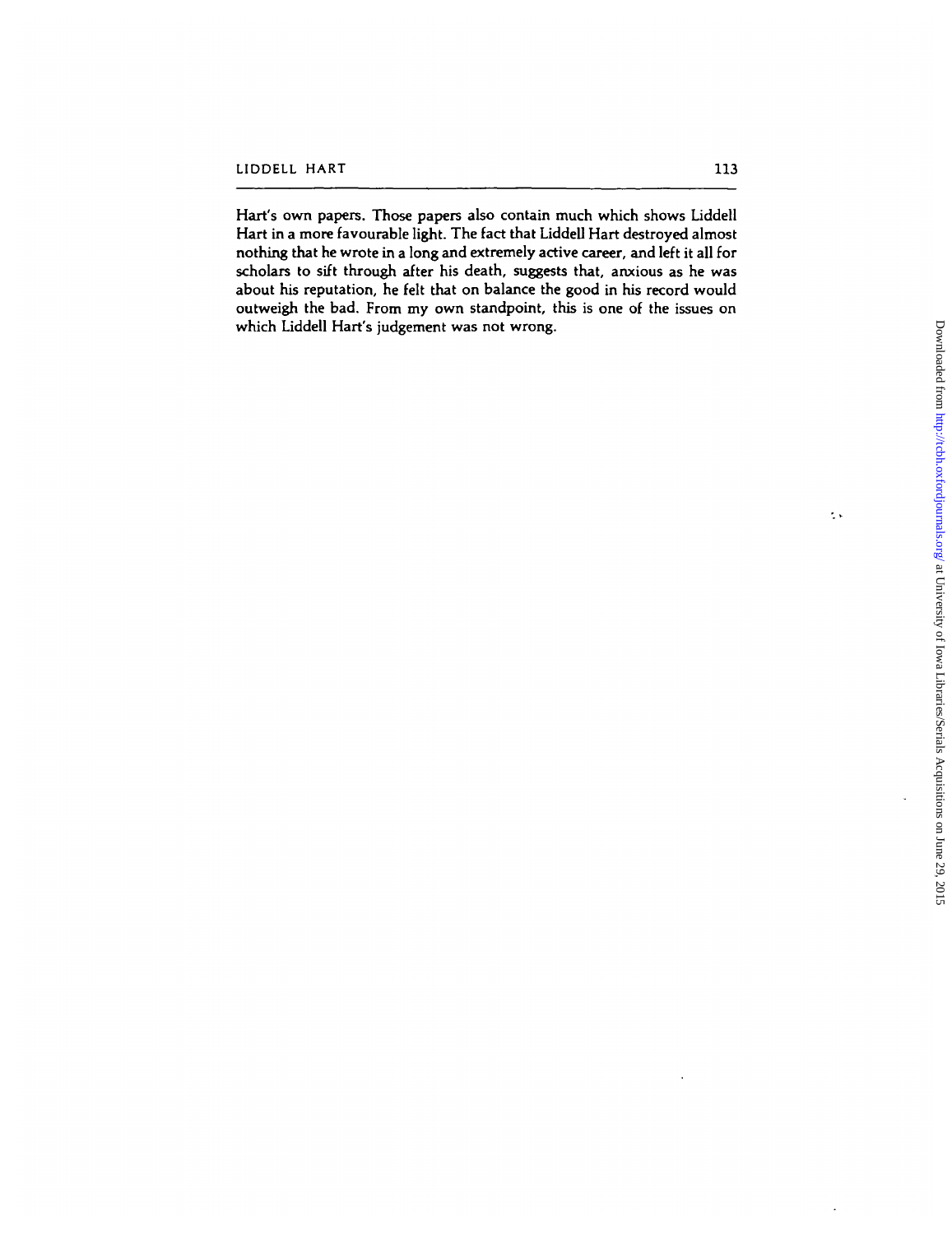Hart's own papers. Those papers also contain much which shows Liddell Hart in a more favourable light. The fact that Liddell Hart destroyed almost nothing that he wrote in a long and extremely active career, and left it all for scholars to sift through after his death, suggests that, anxious as he was about his reputation, he felt that on balance the good in his record would outweigh the bad. From my own standpoint, this is one of the issues on which Liddell Hart's judgement was not wrong.